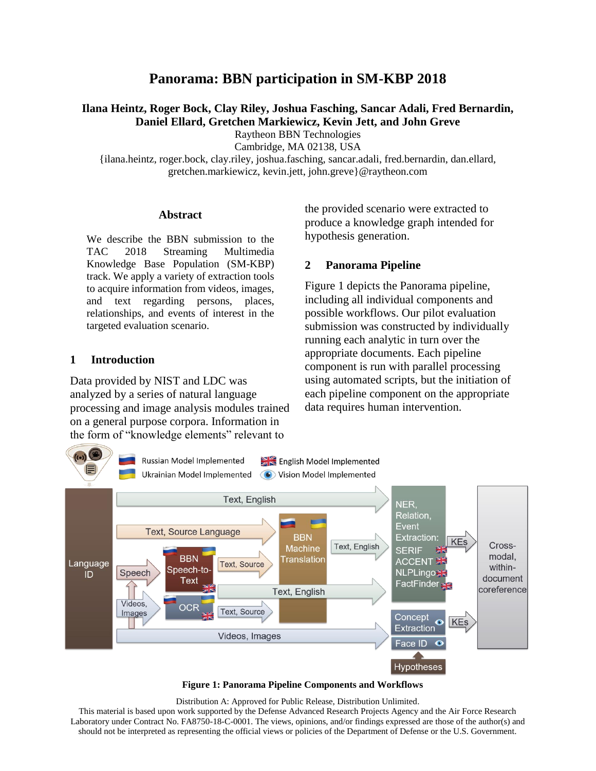# Panorama: BBN participation in SM-KBP 2018

**Ilana Heintz, Roger Bock, Clay Riley, Joshua Fasching, Sancar Adali, Fred Bernardin, Daniel Ellard, Gretchen Markiewicz, Kevin Jett, and John Greve**

Raytheon BBN Technologies
Cambridge, MA 02138, USA
{ilana.heintz, roger.bock, clay.riley, joshua.fasching, sancar.adali, fred.bernardin, dan.ellard, gretchen.markiewicz, kevin.jett, john.greve}@raytheon.com

## Abstract

We describe the BBN submission to the TAC 2018 Streaming Multimedia Knowledge Base Population (SM-KBP) track. We apply a variety of extraction tools to acquire information from videos, images, and text regarding persons, places, relationships, and events of interest in the targeted evaluation scenario.

## 1 Introduction

Data provided by NIST and LDC was analyzed by a series of natural language processing and image analysis modules trained on a general purpose corpora. Information in the form of "knowledge elements" relevant to the provided scenario were extracted to produce a knowledge graph intended for hypothesis generation.

## 2 Panorama Pipeline

Figure 1 depicts the Panorama pipeline, including all individual components and possible workflows. Our pilot evaluation submission was constructed by individually running each analytic in turn over the appropriate documents. Each pipeline component is run with parallel processing using automated scripts, but the initiation of each pipeline component on the appropriate data requires human intervention.

**Figure 1: Panorama Pipeline Components and Workflows**

Distribution A: Approved for Public Release, Distribution Unlimited.
This material is based upon work supported by the Defense Advanced Research Projects Agency and the Air Force Research Laboratory under Contract No. FA8750-18-C-0001. The views, opinions, and/or findings expressed are those of the author(s) and should not be interpreted as representing the official views or policies of the Department of Defense or the U.S. Government.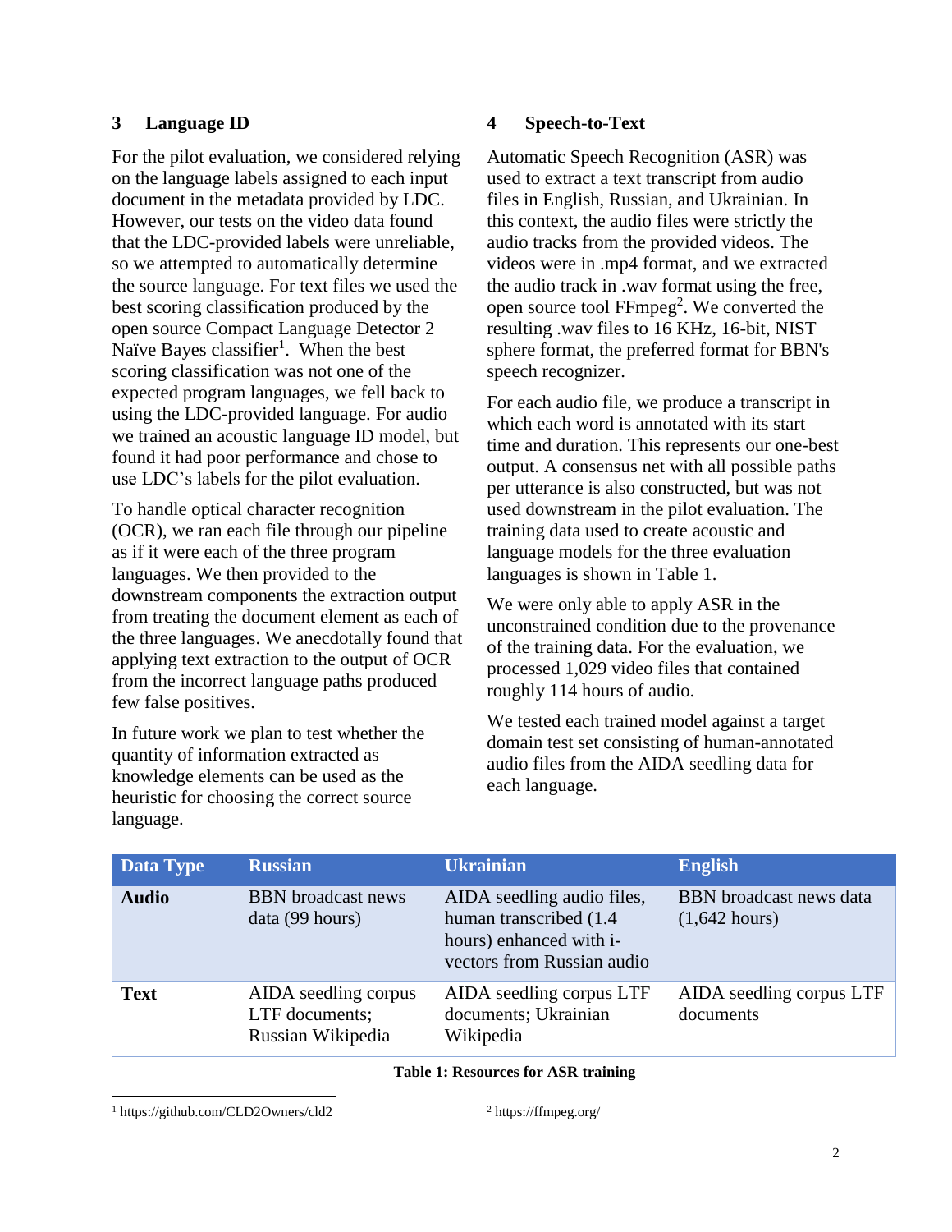## 3 Language ID

For the pilot evaluation, we considered relying on the language labels assigned to each input document in the metadata provided by LDC. However, our tests on the video data found that the LDC-provided labels were unreliable, so we attempted to automatically determine the source language. For text files we used the best scoring classification produced by the open source Compact Language Detector 2 Naïve Bayes classifier[1]. When the best scoring classification was not one of the expected program languages, we fell back to using the LDC-provided language. For audio we trained an acoustic language ID model, but found it had poor performance and chose to use LDC's labels for the pilot evaluation.

To handle optical character recognition (OCR), we ran each file through our pipeline as if it were each of the three program languages. We then provided to the downstream components the extraction output from treating the document element as each of the three languages. We anecdotally found that applying text extraction to the output of OCR from the incorrect language paths produced few false positives.

In future work we plan to test whether the quantity of information extracted as knowledge elements can be used as the heuristic for choosing the correct source language.

## 4 Speech-to-Text

Automatic Speech Recognition (ASR) was used to extract a text transcript from audio files in English, Russian, and Ukrainian. In this context, the audio files were strictly the audio tracks from the provided videos. The videos were in .mp4 format, and we extracted the audio track in .wav format using the free, open source tool FFmpeg[2]. We converted the resulting .wav files to 16 KHz, 16-bit, NIST sphere format, the preferred format for BBN's speech recognizer.

For each audio file, we produce a transcript in which each word is annotated with its start time and duration. This represents our one-best output. A consensus net with all possible paths per utterance is also constructed, but was not used downstream in the pilot evaluation. The training data used to create acoustic and language models for the three evaluation languages is shown in Table 1.

We were only able to apply ASR in the unconstrained condition due to the provenance of the training data. For the evaluation, we processed 1,029 video files that contained roughly 114 hours of audio.

We tested each trained model against a target domain test set consisting of human-annotated audio files from the AIDA seedling data for each language.

| Data Type | Russian | Ukrainian | English |
|---|---|---|---|
| **Audio** | BBN broadcast news data (99 hours) | AIDA seedling audio files, human transcribed (1.4 hours) enhanced with i-vectors from Russian audio | BBN broadcast news data (1,642 hours) |
| **Text** | AIDA seedling corpus LTF documents; Russian Wikipedia | AIDA seedling corpus LTF documents; Ukrainian Wikipedia | AIDA seedling corpus LTF documents |

**Table 1: Resources for ASR training**

[1] https://github.com/CLD2Owners/cld2

[2] https://ffmpeg.org/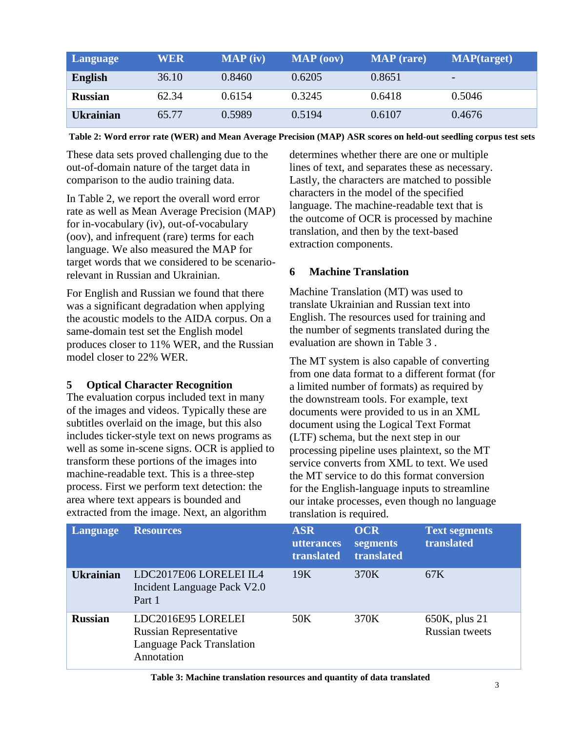| Language | WER | MAP (iv) | MAP (oov) | MAP (rare) | MAP(target) |
|---|---|---|---|---|---|
| **English** | 36.10 | 0.8460 | 0.6205 | 0.8651 | - |
| **Russian** | 62.34 | 0.6154 | 0.3245 | 0.6418 | 0.5046 |
| **Ukrainian** | 65.77 | 0.5989 | 0.5194 | 0.6107 | 0.4676 |

**Table 2: Word error rate (WER) and Mean Average Precision (MAP) ASR scores on held-out seedling corpus test sets**

These data sets proved challenging due to the out-of-domain nature of the target data in comparison to the audio training data.

In Table 2, we report the overall word error rate as well as Mean Average Precision (MAP) for in-vocabulary (iv), out-of-vocabulary (oov), and infrequent (rare) terms for each language. We also measured the MAP for target words that we considered to be scenario-relevant in Russian and Ukrainian.

For English and Russian we found that there was a significant degradation when applying the acoustic models to the AIDA corpus. On a same-domain test set the English model produces closer to 11% WER, and the Russian model closer to 22% WER.

## 5 Optical Character Recognition

The evaluation corpus included text in many of the images and videos. Typically these are subtitles overlaid on the image, but this also includes ticker-style text on news programs as well as some in-scene signs. OCR is applied to transform these portions of the images into machine-readable text. This is a three-step process. First we perform text detection: the area where text appears is bounded and extracted from the image. Next, an algorithm determines whether there are one or multiple lines of text, and separates these as necessary. Lastly, the characters are matched to possible characters in the model of the specified language. The machine-readable text that is the outcome of OCR is processed by machine translation, and then by the text-based extraction components.

## 6 Machine Translation

Machine Translation (MT) was used to translate Ukrainian and Russian text into English. The resources used for training and the number of segments translated during the evaluation are shown in Table 3 .

The MT system is also capable of converting from one data format to a different format (for a limited number of formats) as required by the downstream tools. For example, text documents were provided to us in an XML document using the Logical Text Format (LTF) schema, but the next step in our processing pipeline uses plaintext, so the MT service converts from XML to text. We used the MT service to do this format conversion for the English-language inputs to streamline our intake processes, even though no language translation is required.

| Language | Resources | ASR utterances translated | OCR segments translated | Text segments translated |
|---|---|---|---|---|
| **Ukrainian** | LDC2017E06 LORELEI IL4 Incident Language Pack V2.0 Part 1 | 19K | 370K | 67K |
| **Russian** | LDC2016E95 LORELEI Russian Representative Language Pack Translation Annotation | 50K | 370K | 650K, plus 21 Russian tweets |

**Table 3: Machine translation resources and quantity of data translated**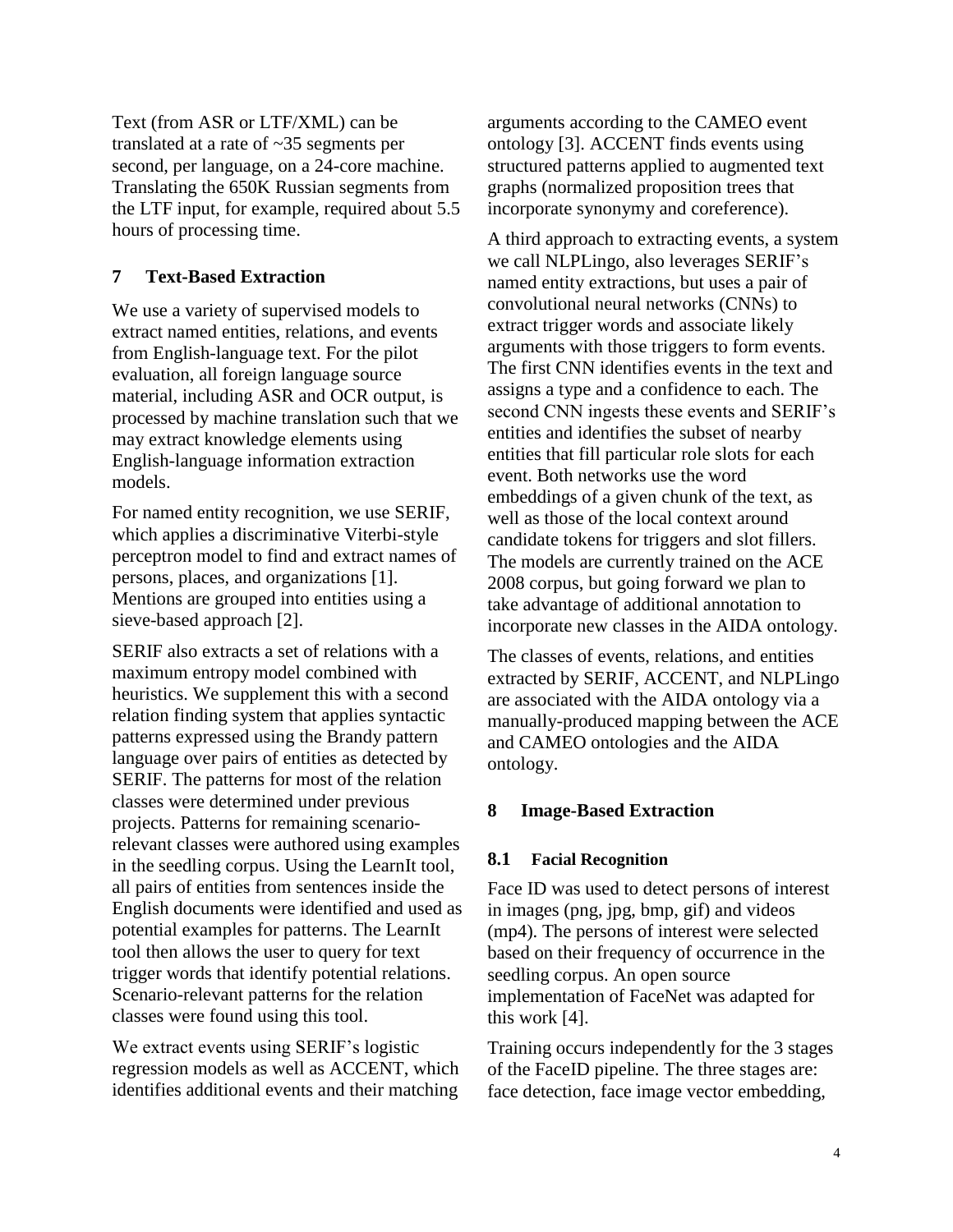Text (from ASR or LTF/XML) can be translated at a rate of ~35 segments per second, per language, on a 24-core machine. Translating the 650K Russian segments from the LTF input, for example, required about 5.5 hours of processing time.

## 7 Text-Based Extraction

We use a variety of supervised models to extract named entities, relations, and events from English-language text. For the pilot evaluation, all foreign language source material, including ASR and OCR output, is processed by machine translation such that we may extract knowledge elements using English-language information extraction models.

For named entity recognition, we use SERIF, which applies a discriminative Viterbi-style perceptron model to find and extract names of persons, places, and organizations [1]. Mentions are grouped into entities using a sieve-based approach [2].

SERIF also extracts a set of relations with a maximum entropy model combined with heuristics. We supplement this with a second relation finding system that applies syntactic patterns expressed using the Brandy pattern language over pairs of entities as detected by SERIF. The patterns for most of the relation classes were determined under previous projects. Patterns for remaining scenario-relevant classes were authored using examples in the seedling corpus. Using the LearnIt tool, all pairs of entities from sentences inside the English documents were identified and used as potential examples for patterns. The LearnIt tool then allows the user to query for text trigger words that identify potential relations. Scenario-relevant patterns for the relation classes were found using this tool.

We extract events using SERIF's logistic regression models as well as ACCENT, which identifies additional events and their matching arguments according to the CAMEO event ontology [3]. ACCENT finds events using structured patterns applied to augmented text graphs (normalized proposition trees that incorporate synonymy and coreference).

A third approach to extracting events, a system we call NLPLingo, also leverages SERIF's named entity extractions, but uses a pair of convolutional neural networks (CNNs) to extract trigger words and associate likely arguments with those triggers to form events. The first CNN identifies events in the text and assigns a type and a confidence to each. The second CNN ingests these events and SERIF's entities and identifies the subset of nearby entities that fill particular role slots for each event. Both networks use the word embeddings of a given chunk of the text, as well as those of the local context around candidate tokens for triggers and slot fillers. The models are currently trained on the ACE 2008 corpus, but going forward we plan to take advantage of additional annotation to incorporate new classes in the AIDA ontology.

The classes of events, relations, and entities extracted by SERIF, ACCENT, and NLPLingo are associated with the AIDA ontology via a manually-produced mapping between the ACE and CAMEO ontologies and the AIDA ontology.

## 8 Image-Based Extraction

### 8.1 Facial Recognition

Face ID was used to detect persons of interest in images (png, jpg, bmp, gif) and videos (mp4). The persons of interest were selected based on their frequency of occurrence in the seedling corpus. An open source implementation of FaceNet was adapted for this work [4].

Training occurs independently for the 3 stages of the FaceID pipeline. The three stages are: face detection, face image vector embedding,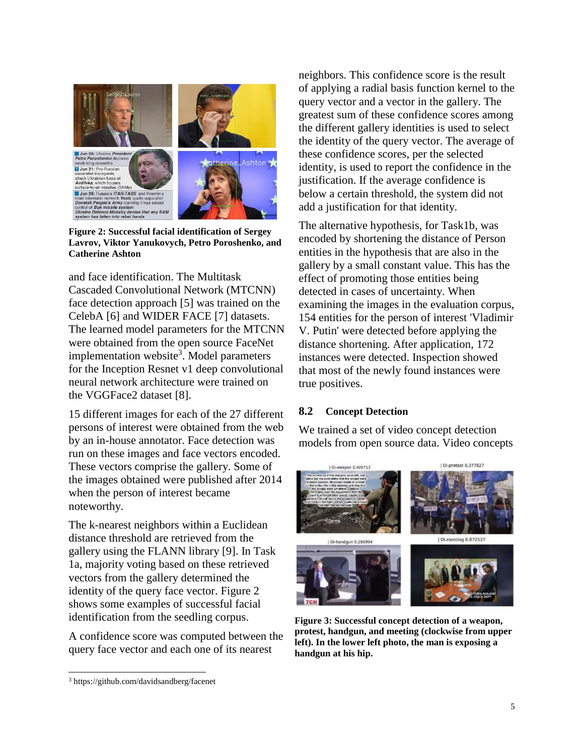Figure 2: Successful facial identification of Sergey Lavrov, Viktor Yanukovych, Petro Poroshenko, and Catherine Ashton

and face identification. The Multitask Cascaded Convolutional Network (MTCNN) face detection approach [5] was trained on the CelebA [6] and WIDER FACE [7] datasets. The learned model parameters for the MTCNN were obtained from the open source FaceNet implementation website[3]. Model parameters for the Inception Resnet v1 deep convolutional neural network architecture were trained on the VGGFace2 dataset [8].

15 different images for each of the 27 different persons of interest were obtained from the web by an in-house annotator. Face detection was run on these images and face vectors encoded. These vectors comprise the gallery. Some of the images obtained were published after 2014 when the person of interest became noteworthy.

The k-nearest neighbors within a Euclidean distance threshold are retrieved from the gallery using the FLANN library [9]. In Task 1a, majority voting based on these retrieved vectors from the gallery determined the identity of the query face vector. Figure 2 shows some examples of successful facial identification from the seedling corpus.

A confidence score was computed between the query face vector and each one of its nearest neighbors. This confidence score is the result of applying a radial basis function kernel to the query vector and a vector in the gallery. The greatest sum of these confidence scores among the different gallery identities is used to select the identity of the query vector. The average of these confidence scores, per the selected identity, is used to report the confidence in the justification. If the average confidence is below a certain threshold, the system did not add a justification for that identity.

The alternative hypothesis, for Task1b, was encoded by shortening the distance of Person entities in the hypothesis that are also in the gallery by a small constant value. This has the effect of promoting those entities being detected in cases of uncertainty. When examining the images in the evaluation corpus, 154 entities for the person of interest 'Vladimir V. Putin' were detected before applying the distance shortening. After application, 172 instances were detected. Inspection showed that most of the newly found instances were true positives.

## 8.2 Concept Detection

We trained a set of video concept detection models from open source data. Video concepts

Figure 3: Successful concept detection of a weapon, protest, handgun, and meeting (clockwise from upper left). In the lower left photo, the man is exposing a handgun at his hip.

[3] https://github.com/davidsandberg/facenet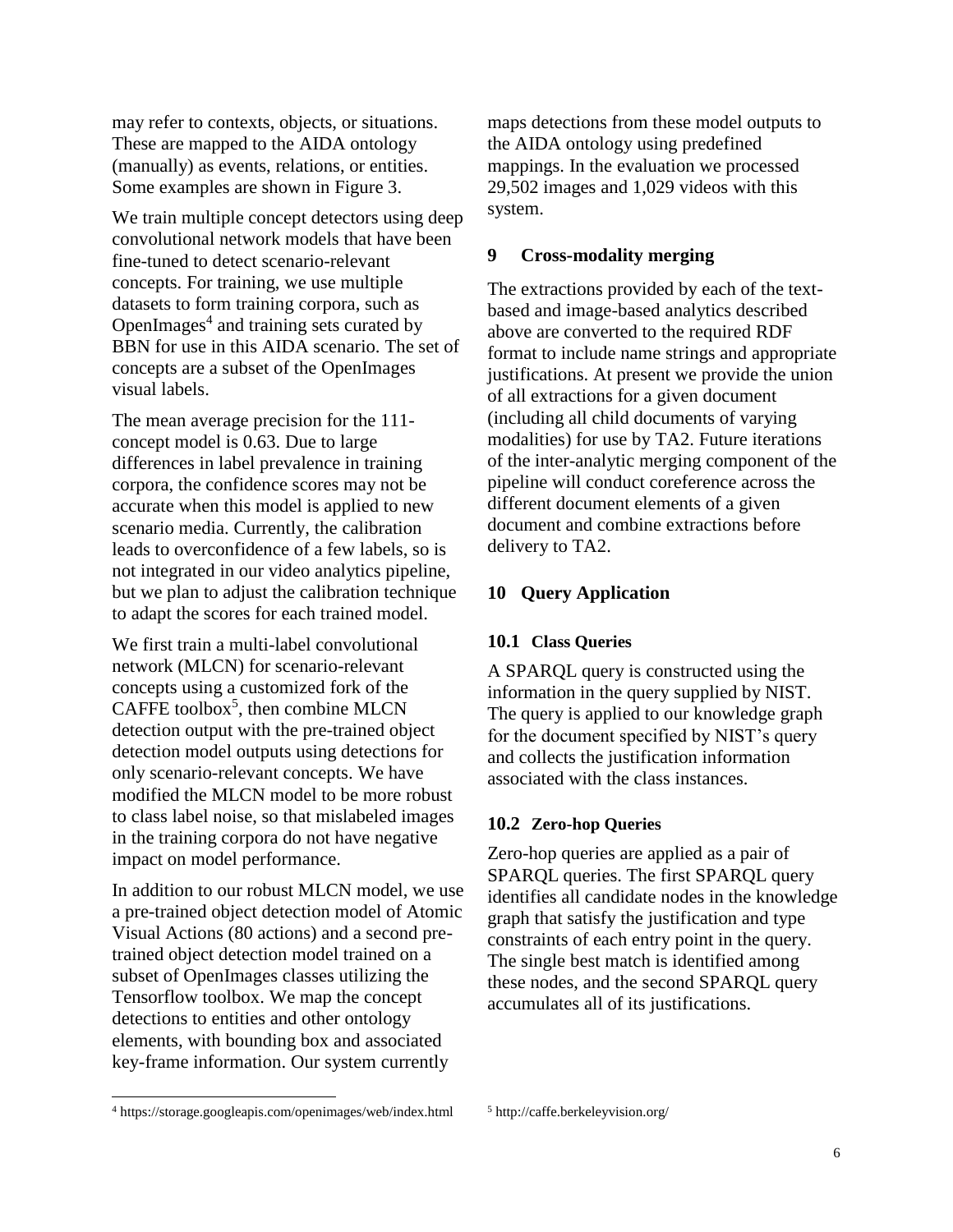may refer to contexts, objects, or situations. These are mapped to the AIDA ontology (manually) as events, relations, or entities. Some examples are shown in Figure 3.

We train multiple concept detectors using deep convolutional network models that have been fine-tuned to detect scenario-relevant concepts. For training, we use multiple datasets to form training corpora, such as OpenImages[4] and training sets curated by BBN for use in this AIDA scenario. The set of concepts are a subset of the OpenImages visual labels.

The mean average precision for the 111-concept model is 0.63. Due to large differences in label prevalence in training corpora, the confidence scores may not be accurate when this model is applied to new scenario media. Currently, the calibration leads to overconfidence of a few labels, so is not integrated in our video analytics pipeline, but we plan to adjust the calibration technique to adapt the scores for each trained model.

We first train a multi-label convolutional network (MLCN) for scenario-relevant concepts using a customized fork of the CAFFE toolbox[5], then combine MLCN detection output with the pre-trained object detection model outputs using detections for only scenario-relevant concepts. We have modified the MLCN model to be more robust to class label noise, so that mislabeled images in the training corpora do not have negative impact on model performance.

In addition to our robust MLCN model, we use a pre-trained object detection model of Atomic Visual Actions (80 actions) and a second pre-trained object detection model trained on a subset of OpenImages classes utilizing the Tensorflow toolbox. We map the concept detections to entities and other ontology elements, with bounding box and associated key-frame information. Our system currently maps detections from these model outputs to the AIDA ontology using predefined mappings. In the evaluation we processed 29,502 images and 1,029 videos with this system.

## 9 Cross-modality merging

The extractions provided by each of the text-based and image-based analytics described above are converted to the required RDF format to include name strings and appropriate justifications. At present we provide the union of all extractions for a given document (including all child documents of varying modalities) for use by TA2. Future iterations of the inter-analytic merging component of the pipeline will conduct coreference across the different document elements of a given document and combine extractions before delivery to TA2.

## 10 Query Application

### 10.1 Class Queries

A SPARQL query is constructed using the information in the query supplied by NIST. The query is applied to our knowledge graph for the document specified by NIST's query and collects the justification information associated with the class instances.

### 10.2 Zero-hop Queries

Zero-hop queries are applied as a pair of SPARQL queries. The first SPARQL query identifies all candidate nodes in the knowledge graph that satisfy the justification and type constraints of each entry point in the query. The single best match is identified among these nodes, and the second SPARQL query accumulates all of its justifications.

---

[4] https://storage.googleapis.com/openimages/web/index.html

[5] http://caffe.berkeleyvision.org/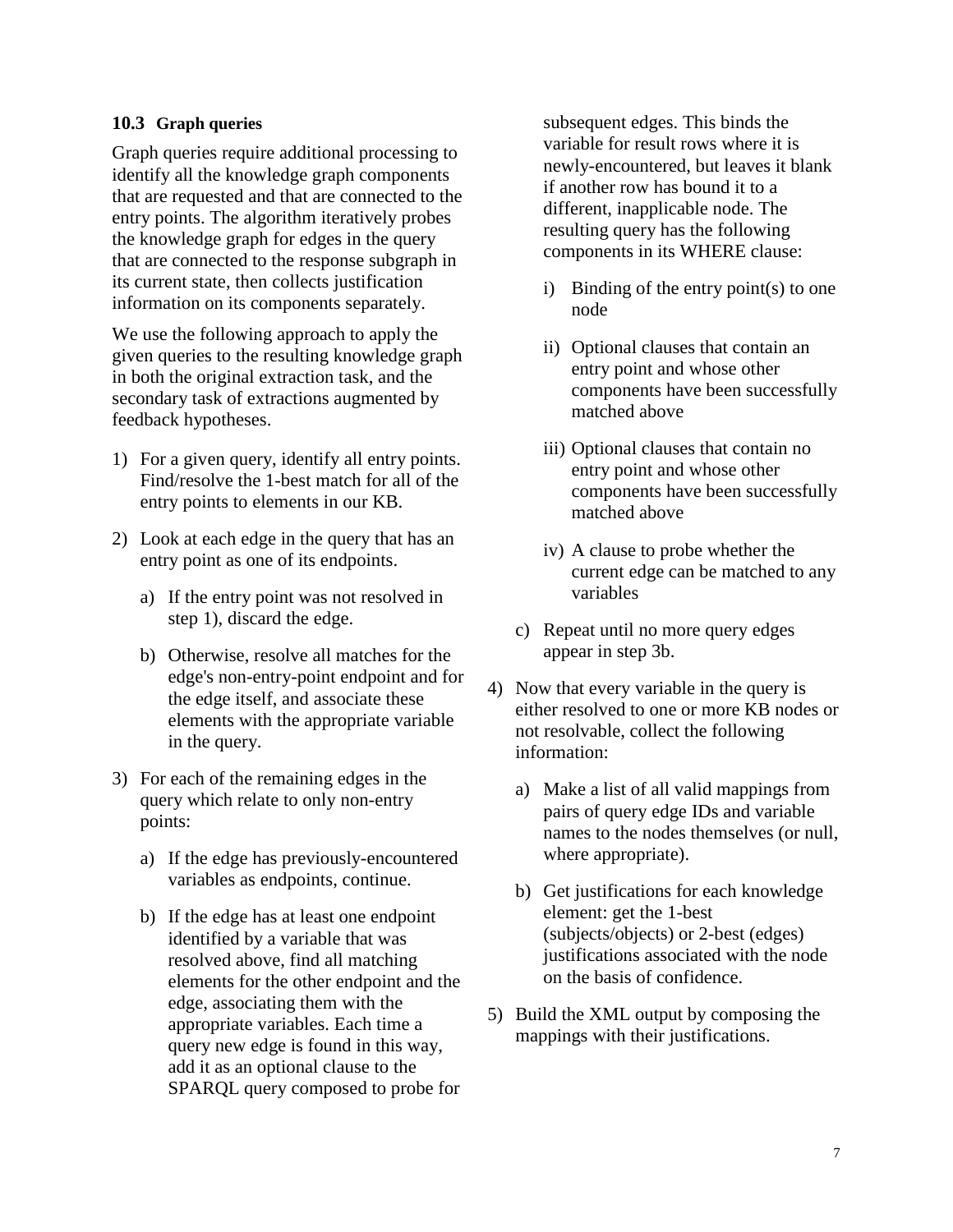### 10.3 Graph queries

Graph queries require additional processing to identify all the knowledge graph components that are requested and that are connected to the entry points. The algorithm iteratively probes the knowledge graph for edges in the query that are connected to the response subgraph in its current state, then collects justification information on its components separately.

We use the following approach to apply the given queries to the resulting knowledge graph in both the original extraction task, and the secondary task of extractions augmented by feedback hypotheses.

1) For a given query, identify all entry points. Find/resolve the 1-best match for all of the entry points to elements in our KB.
2) Look at each edge in the query that has an entry point as one of its endpoints.
   a) If the entry point was not resolved in step 1), discard the edge.
   b) Otherwise, resolve all matches for the edge's non-entry-point endpoint and for the edge itself, and associate these elements with the appropriate variable in the query.
3) For each of the remaining edges in the query which relate to only non-entry points:
   a) If the edge has previously-encountered variables as endpoints, continue.
   b) If the edge has at least one endpoint identified by a variable that was resolved above, find all matching elements for the other endpoint and the edge, associating them with the appropriate variables. Each time a query new edge is found in this way, add it as an optional clause to the SPARQL query composed to probe for subsequent edges. This binds the variable for result rows where it is newly-encountered, but leaves it blank if another row has bound it to a different, inapplicable node. The resulting query has the following components in its WHERE clause:
      i) Binding of the entry point(s) to one node
      ii) Optional clauses that contain an entry point and whose other components have been successfully matched above
      iii) Optional clauses that contain no entry point and whose other components have been successfully matched above
      iv) A clause to probe whether the current edge can be matched to any variables
   c) Repeat until no more query edges appear in step 3b.
4) Now that every variable in the query is either resolved to one or more KB nodes or not resolvable, collect the following information:
   a) Make a list of all valid mappings from pairs of query edge IDs and variable names to the nodes themselves (or null, where appropriate).
   b) Get justifications for each knowledge element: get the 1-best (subjects/objects) or 2-best (edges) justifications associated with the node on the basis of confidence.
5) Build the XML output by composing the mappings with their justifications.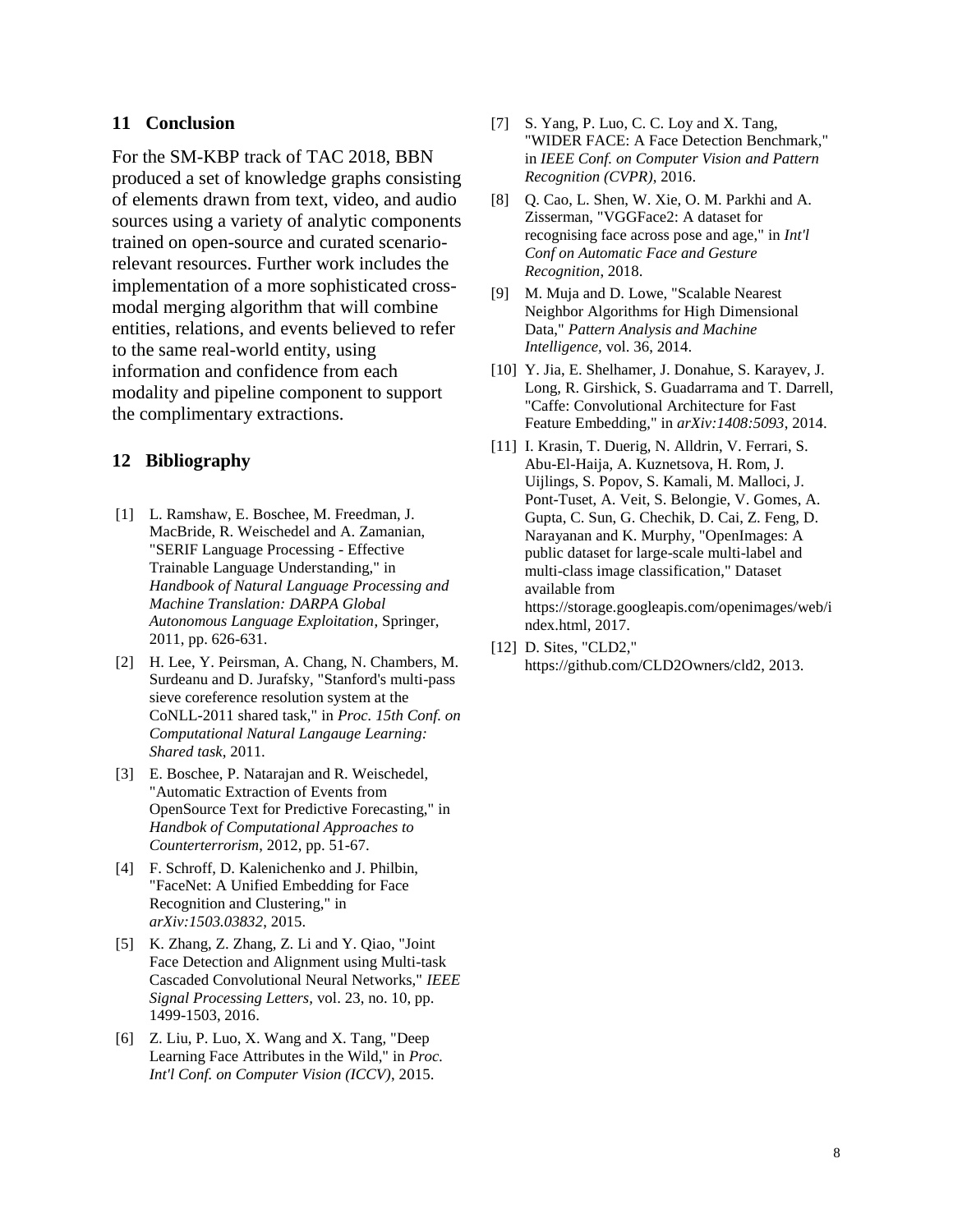## 11 Conclusion

For the SM-KBP track of TAC 2018, BBN produced a set of knowledge graphs consisting of elements drawn from text, video, and audio sources using a variety of analytic components trained on open-source and curated scenario-relevant resources. Further work includes the implementation of a more sophisticated cross-modal merging algorithm that will combine entities, relations, and events believed to refer to the same real-world entity, using information and confidence from each modality and pipeline component to support the complimentary extractions.

## 12 Bibliography

[1] L. Ramshaw, E. Boschee, M. Freedman, J. MacBride, R. Weischedel and A. Zamanian, "SERIF Language Processing - Effective Trainable Language Understanding," in *Handbook of Natural Language Processing and Machine Translation: DARPA Global Autonomous Language Exploitation*, Springer, 2011, pp. 626-631.

[2] H. Lee, Y. Peirsman, A. Chang, N. Chambers, M. Surdeanu and D. Jurafsky, "Stanford's multi-pass sieve coreference resolution system at the CoNLL-2011 shared task," in *Proc. 15th Conf. on Computational Natural Langauge Learning: Shared task*, 2011.

[3] E. Boschee, P. Natarajan and R. Weischedel, "Automatic Extraction of Events from OpenSource Text for Predictive Forecasting," in *Handbok of Computational Approaches to Counterterrorism*, 2012, pp. 51-67.

[4] F. Schroff, D. Kalenichenko and J. Philbin, "FaceNet: A Unified Embedding for Face Recognition and Clustering," in *arXiv:1503.03832*, 2015.

[5] K. Zhang, Z. Zhang, Z. Li and Y. Qiao, "Joint Face Detection and Alignment using Multi-task Cascaded Convolutional Neural Networks," *IEEE Signal Processing Letters*, vol. 23, no. 10, pp. 1499-1503, 2016.

[6] Z. Liu, P. Luo, X. Wang and X. Tang, "Deep Learning Face Attributes in the Wild," in *Proc. Int'l Conf. on Computer Vision (ICCV)*, 2015.

[7] S. Yang, P. Luo, C. C. Loy and X. Tang, "WIDER FACE: A Face Detection Benchmark," in *IEEE Conf. on Computer Vision and Pattern Recognition (CVPR)*, 2016.

[8] Q. Cao, L. Shen, W. Xie, O. M. Parkhi and A. Zisserman, "VGGFace2: A dataset for recognising face across pose and age," in *Int'l Conf on Automatic Face and Gesture Recognition*, 2018.

[9] M. Muja and D. Lowe, "Scalable Nearest Neighbor Algorithms for High Dimensional Data," *Pattern Analysis and Machine Intelligence*, vol. 36, 2014.

[10] Y. Jia, E. Shelhamer, J. Donahue, S. Karayev, J. Long, R. Girshick, S. Guadarrama and T. Darrell, "Caffe: Convolutional Architecture for Fast Feature Embedding," in *arXiv:1408:5093*, 2014.

[11] I. Krasin, T. Duerig, N. Alldrin, V. Ferrari, S. Abu-El-Haija, A. Kuznetsova, H. Rom, J. Uijlings, S. Popov, S. Kamali, M. Malloci, J. Pont-Tuset, A. Veit, S. Belongie, V. Gomes, A. Gupta, C. Sun, G. Chechik, D. Cai, Z. Feng, D. Narayanan and K. Murphy, "OpenImages: A public dataset for large-scale multi-label and multi-class image classification," Dataset available from https://storage.googleapis.com/openimages/web/index.html, 2017.

[12] D. Sites, "CLD2," https://github.com/CLD2Owners/cld2, 2013.